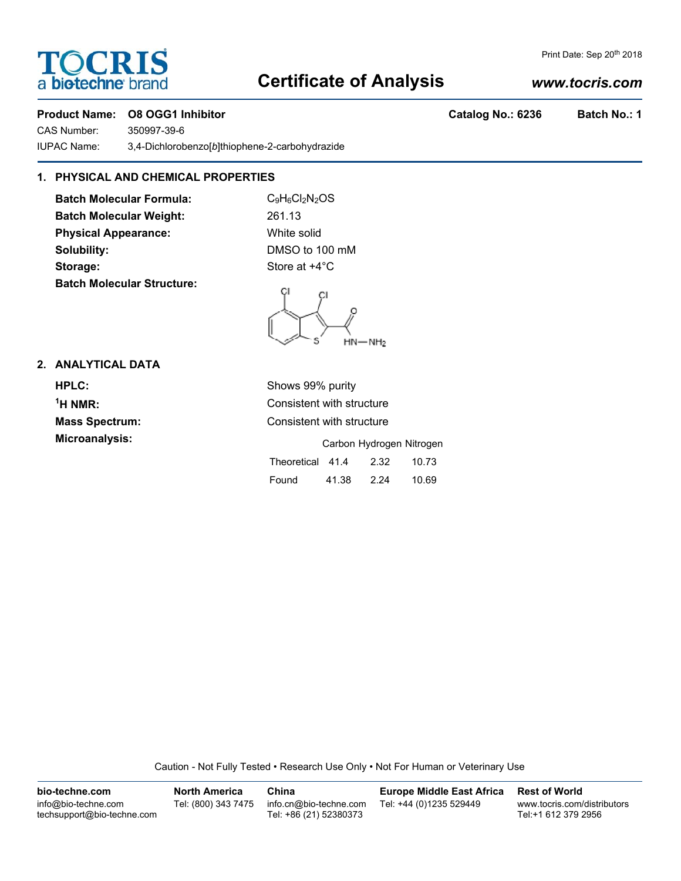Print Date: Sep 20th 2018

# Certificate of Analysis

www.tocris.com

**Product Name: O8 OGG1 Inhibitor** **Catalog No.: 6236** **Batch No.: 1**

CAS Number: 350997-39-6

IUPAC Name: 3,4-Dichlorobenzo[*b*]thiophene-2-carbohydrazide

## 1. PHYSICAL AND CHEMICAL PROPERTIES

**Batch Molecular Formula:** $C_9H_6Cl_2N_2OS$

**Batch Molecular Weight:** 261.13

**Physical Appearance:** White solid

**Solubility:** DMSO to 100 mM

**Storage:** Store at +4°C

**Batch Molecular Structure:**

## 2. ANALYTICAL DATA

**HPLC:** Shows 99% purity

**$^1$H NMR:** Consistent with structure

**Mass Spectrum:** Consistent with structure

**Microanalysis:**

| | Carbon | Hydrogen | Nitrogen |
|---|---|---|---|
| Theoretical | 41.4 | 2.32 | 10.73 |
| Found | 41.38 | 2.24 | 10.69 |

Caution - Not Fully Tested • Research Use Only • Not For Human or Veterinary Use

**bio-techne.com**
info@bio-techne.com
techsupport@bio-techne.com

**North America**
Tel: (800) 343 7475

**China**
info.cn@bio-techne.com
Tel: +86 (21) 52380373

**Europe Middle East Africa**
Tel: +44 (0)1235 529449

**Rest of World**
www.tocris.com/distributors
Tel:+1 612 379 2956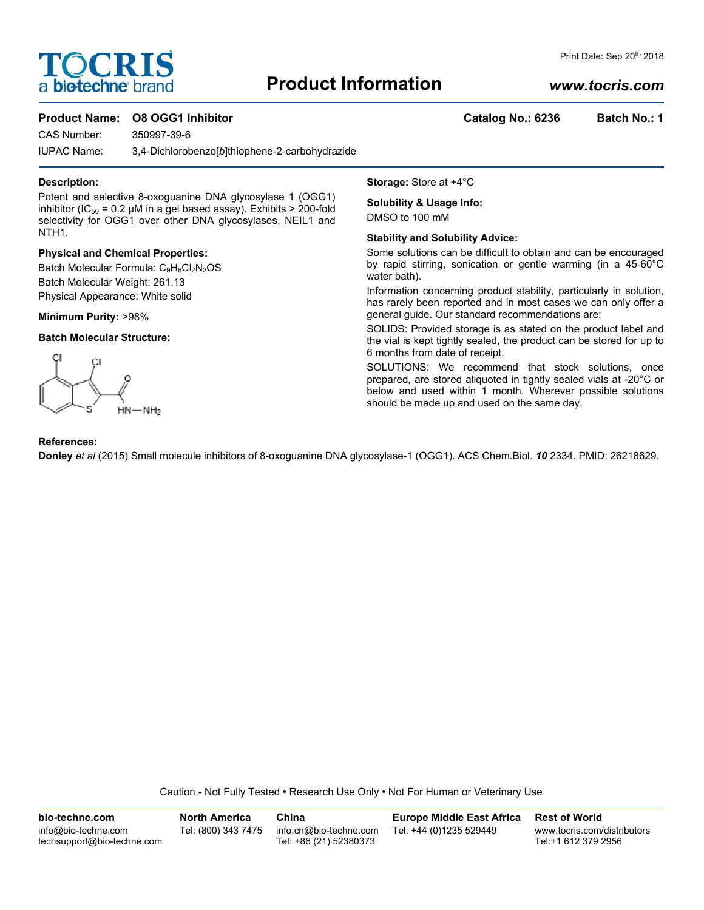# Product Information

www.tocris.com

**Product Name: O8 OGG1 Inhibitor** **Catalog No.: 6236** **Batch No.: 1**

CAS Number: 350997-39-6

IUPAC Name: 3,4-Dichlorobenzo[*b*]thiophene-2-carbohydrazide

**Description:**

Potent and selective 8-oxoguanine DNA glycosylase 1 (OGG1) inhibitor ($IC_{50}$ = 0.2 μM in a gel based assay). Exhibits > 200-fold selectivity for OGG1 over other DNA glycosylases, NEIL1 and NTH1.

**Physical and Chemical Properties:**

Batch Molecular Formula: $C_9H_6Cl_2N_2OS$

Batch Molecular Weight: 261.13

Physical Appearance: White solid

**Minimum Purity:** >98%

**Batch Molecular Structure:**

**Storage:** Store at +4°C

**Solubility & Usage Info:**

DMSO to 100 mM

**Stability and Solubility Advice:**

Some solutions can be difficult to obtain and can be encouraged by rapid stirring, sonication or gentle warming (in a 45-60°C water bath).

Information concerning product stability, particularly in solution, has rarely been reported and in most cases we can only offer a general guide. Our standard recommendations are:

SOLIDS: Provided storage is as stated on the product label and the vial is kept tightly sealed, the product can be stored for up to 6 months from date of receipt.

SOLUTIONS: We recommend that stock solutions, once prepared, are stored aliquoted in tightly sealed vials at -20°C or below and used within 1 month. Wherever possible solutions should be made up and used on the same day.

**References:**

**Donley** *et al* (2015) Small molecule inhibitors of 8-oxoguanine DNA glycosylase-1 (OGG1). ACS Chem.Biol. ***10*** 2334. PMID: 26218629.

Caution - Not Fully Tested • Research Use Only • Not For Human or Veterinary Use

| **bio-techne.com** | **North America** | **China** | **Europe Middle East Africa** | **Rest of World** |
| --- | --- | --- | --- | --- |
| info@bio-techne.com techsupport@bio-techne.com | Tel: (800) 343 7475 | info.cn@bio-techne.com Tel: +86 (21) 52380373 | Tel: +44 (0)1235 529449 | www.tocris.com/distributors Tel:+1 612 379 2956 |